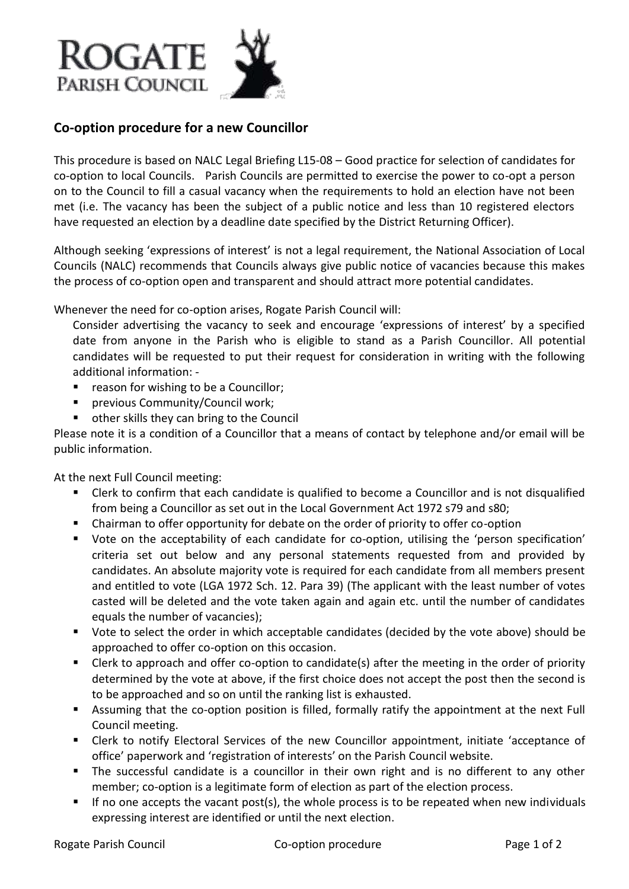ROGATE
PARISH COUNCIL

## Co-option procedure for a new Councillor

This procedure is based on NALC Legal Briefing L15-08 – Good practice for selection of candidates for co-option to local Councils. Parish Councils are permitted to exercise the power to co-opt a person on to the Council to fill a casual vacancy when the requirements to hold an election have not been met (i.e. The vacancy has been the subject of a public notice and less than 10 registered electors have requested an election by a deadline date specified by the District Returning Officer).

Although seeking 'expressions of interest' is not a legal requirement, the National Association of Local Councils (NALC) recommends that Councils always give public notice of vacancies because this makes the process of co-option open and transparent and should attract more potential candidates.

Whenever the need for co-option arises, Rogate Parish Council will:

Consider advertising the vacancy to seek and encourage 'expressions of interest' by a specified date from anyone in the Parish who is eligible to stand as a Parish Councillor. All potential candidates will be requested to put their request for consideration in writing with the following additional information: -

- reason for wishing to be a Councillor;
- previous Community/Council work;
- other skills they can bring to the Council

Please note it is a condition of a Councillor that a means of contact by telephone and/or email will be public information.

At the next Full Council meeting:

- Clerk to confirm that each candidate is qualified to become a Councillor and is not disqualified from being a Councillor as set out in the Local Government Act 1972 s79 and s80;
- Chairman to offer opportunity for debate on the order of priority to offer co-option
- Vote on the acceptability of each candidate for co-option, utilising the 'person specification' criteria set out below and any personal statements requested from and provided by candidates. An absolute majority vote is required for each candidate from all members present and entitled to vote (LGA 1972 Sch. 12. Para 39) (The applicant with the least number of votes casted will be deleted and the vote taken again and again etc. until the number of candidates equals the number of vacancies);
- Vote to select the order in which acceptable candidates (decided by the vote above) should be approached to offer co-option on this occasion.
- Clerk to approach and offer co-option to candidate(s) after the meeting in the order of priority determined by the vote at above, if the first choice does not accept the post then the second is to be approached and so on until the ranking list is exhausted.
- Assuming that the co-option position is filled, formally ratify the appointment at the next Full Council meeting.
- Clerk to notify Electoral Services of the new Councillor appointment, initiate 'acceptance of office' paperwork and 'registration of interests' on the Parish Council website.
- The successful candidate is a councillor in their own right and is no different to any other member; co-option is a legitimate form of election as part of the election process.
- If no one accepts the vacant post(s), the whole process is to be repeated when new individuals expressing interest are identified or until the next election.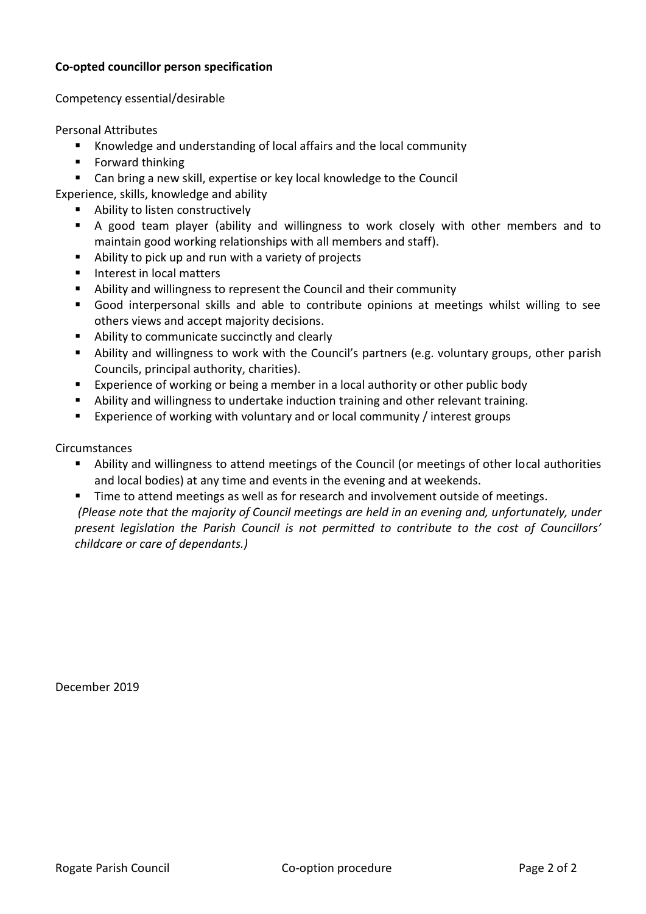**Co-opted councillor person specification**

Competency essential/desirable

Personal Attributes

- Knowledge and understanding of local affairs and the local community
- Forward thinking
- Can bring a new skill, expertise or key local knowledge to the Council

Experience, skills, knowledge and ability

- Ability to listen constructively
- A good team player (ability and willingness to work closely with other members and to maintain good working relationships with all members and staff).
- Ability to pick up and run with a variety of projects
- Interest in local matters
- Ability and willingness to represent the Council and their community
- Good interpersonal skills and able to contribute opinions at meetings whilst willing to see others views and accept majority decisions.
- Ability to communicate succinctly and clearly
- Ability and willingness to work with the Council's partners (e.g. voluntary groups, other parish Councils, principal authority, charities).
- Experience of working or being a member in a local authority or other public body
- Ability and willingness to undertake induction training and other relevant training.
- Experience of working with voluntary and or local community / interest groups

Circumstances

- Ability and willingness to attend meetings of the Council (or meetings of other local authorities and local bodies) at any time and events in the evening and at weekends.
- Time to attend meetings as well as for research and involvement outside of meetings.

*(Please note that the majority of Council meetings are held in an evening and, unfortunately, under present legislation the Parish Council is not permitted to contribute to the cost of Councillors' childcare or care of dependants.)*

December 2019